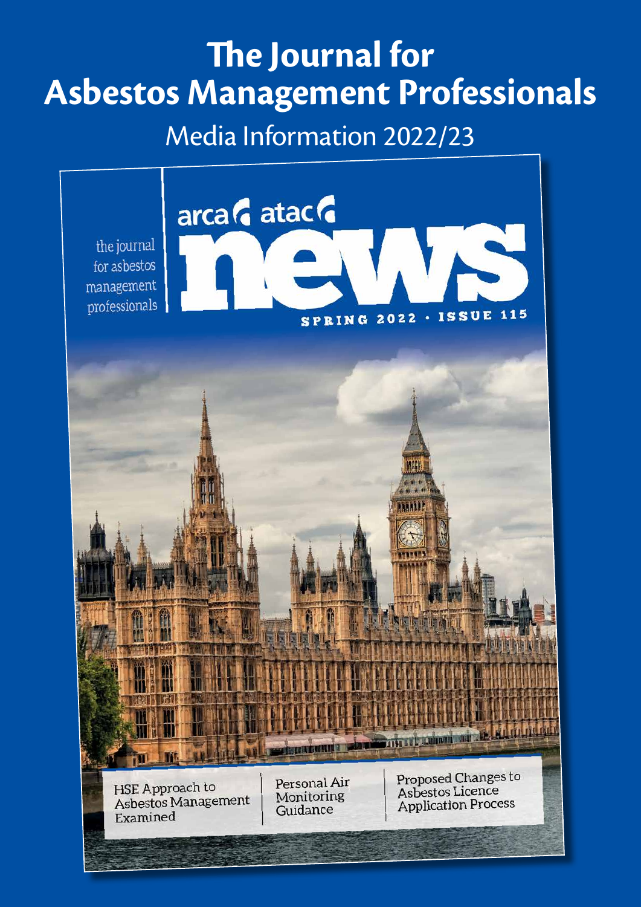# The Journal for Asbestos Management Professionals

## Media Information 2022/23

arca atac

the journal for asbestos management professionals

**news**

SPRING 2022 · ISSUE 115

HSE Approach to Asbestos Management Examined

Personal Air Monitoring Guidance

Proposed Changes to Asbestos Licence Application Process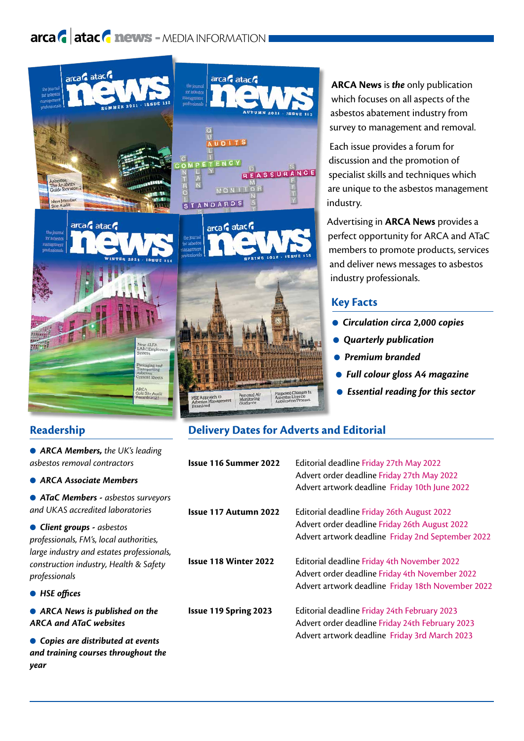# arca | atac news - MEDIA INFORMATION

**ARCA News** is ***the*** only publication which focuses on all aspects of the asbestos abatement industry from survey to management and removal.

Each issue provides a forum for discussion and the promotion of specialist skills and techniques which are unique to the asbestos management industry.

Advertising in **ARCA News** provides a perfect opportunity for ARCA and ATaC members to promote products, services and deliver news messages to asbestos industry professionals.

## Key Facts

- ***Circulation circa 2,000 copies***
- ***Quarterly publication***
- ***Premium branded***
- ***Full colour gloss A4 magazine***
- ***Essential reading for this sector***

## Readership

- ***ARCA Members,*** *the UK's leading asbestos removal contractors*
- ***ARCA Associate Members***
- ***ATaC Members -*** *asbestos surveyors and UKAS accredited laboratories*
- ***Client groups -*** *asbestos professionals, FM's, local authorities, large industry and estates professionals, construction industry, Health & Safety professionals*
- ***HSE offices***
- ***ARCA News is published on the ARCA and ATaC websites***
- ***Copies are distributed at events and training courses throughout the year***

## Delivery Dates for Adverts and Editorial

| Issue | Deadlines |
|---|---|
| **Issue 116 Summer 2022** | Editorial deadline Friday 27th May 2022<br>Advert order deadline Friday 27th May 2022<br>Advert artwork deadline Friday 10th June 2022 |
| **Issue 117 Autumn 2022** | Editorial deadline Friday 26th August 2022<br>Advert order deadline Friday 26th August 2022<br>Advert artwork deadline Friday 2nd September 2022 |
| **Issue 118 Winter 2022** | Editorial deadline Friday 4th November 2022<br>Advert order deadline Friday 4th November 2022<br>Advert artwork deadline Friday 18th November 2022 |
| **Issue 119 Spring 2023** | Editorial deadline Friday 24th February 2023<br>Advert order deadline Friday 24th February 2023<br>Advert artwork deadline Friday 3rd March 2023 |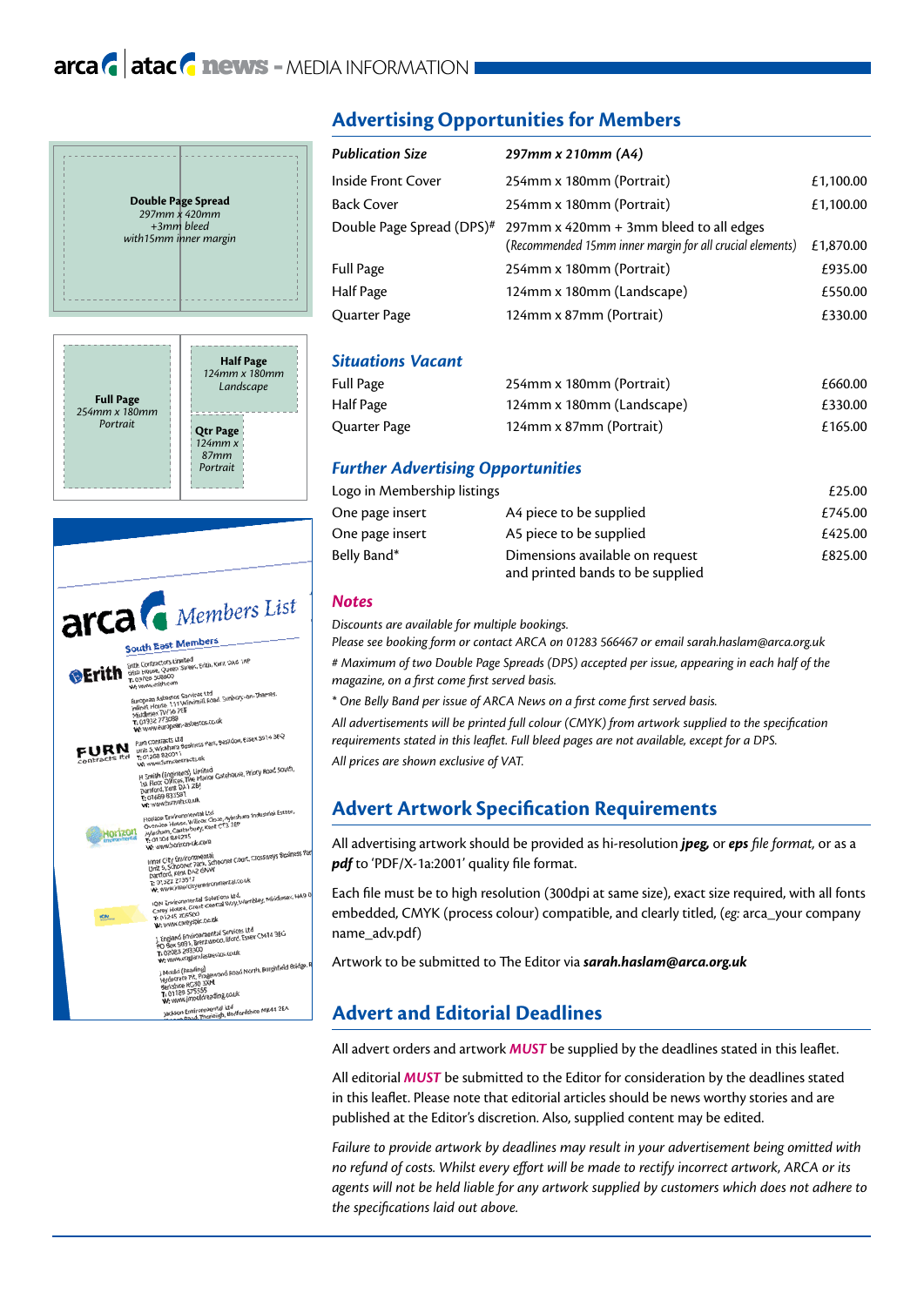# Advertising Opportunities for Members

| *Publication Size* | *297mm x 210mm (A4)* | |
|---|---|---|
| Inside Front Cover | 254mm x 180mm (Portrait) | £1,100.00 |
| Back Cover | 254mm x 180mm (Portrait) | £1,100.00 |
| Double Page Spread (DPS)# | 297mm x 420mm + 3mm bleed to all edges (*Recommended 15mm inner margin for all crucial elements*) | £1,870.00 |
| Full Page | 254mm x 180mm (Portrait) | £935.00 |
| Half Page | 124mm x 180mm (Landscape) | £550.00 |
| Quarter Page | 124mm x 87mm (Portrait) | £330.00 |

## *Situations Vacant*

| | | |
|---|---|---|
| Full Page | 254mm x 180mm (Portrait) | £660.00 |
| Half Page | 124mm x 180mm (Landscape) | £330.00 |
| Quarter Page | 124mm x 87mm (Portrait) | £165.00 |

## *Further Advertising Opportunities*

| | | |
|---|---|---|
| Logo in Membership listings | | £25.00 |
| One page insert | A4 piece to be supplied | £745.00 |
| One page insert | A5 piece to be supplied | £425.00 |
| Belly Band* | Dimensions available on request and printed bands to be supplied | £825.00 |

## *Notes*

*Discounts are available for multiple bookings.*
*Please see booking form or contact ARCA on 01283 566467 or email sarah.haslam@arca.org.uk*

*# Maximum of two Double Page Spreads (DPS) accepted per issue, appearing in each half of the magazine, on a first come first served basis.*

** One Belly Band per issue of ARCA News on a first come first served basis.*

*All advertisements will be printed full colour (CMYK) from artwork supplied to the specification requirements stated in this leaflet. Full bleed pages are not available, except for a DPS.*

*All prices are shown exclusive of VAT.*

# Advert Artwork Specification Requirements

All advertising artwork should be provided as hi-resolution ***jpeg***, or ***eps*** *file format*, or as a ***pdf*** to 'PDF/X-1a:2001' quality file format.

Each file must be to high resolution (300dpi at same size), exact size required, with all fonts embedded, CMYK (process colour) compatible, and clearly titled, (*eg:* arca_your company name_adv.pdf)

Artwork to be submitted to The Editor via ***sarah.haslam@arca.org.uk***

# Advert and Editorial Deadlines

All advert orders and artwork ***MUST*** be supplied by the deadlines stated in this leaflet.

All editorial ***MUST*** be submitted to the Editor for consideration by the deadlines stated in this leaflet. Please note that editorial articles should be news worthy stories and are published at the Editor's discretion. Also, supplied content may be edited.

*Failure to provide artwork by deadlines may result in your advertisement being omitted with no refund of costs. Whilst every effort will be made to rectify incorrect artwork, ARCA or its agents will not be held liable for any artwork supplied by customers which does not adhere to the specifications laid out above.*

**Double Page Spread**
*297mm x 420mm*
*+3mm bleed*
*with 15mm inner margin*

**Full Page**
*254mm x 180mm*
*Portrait*

**Half Page**
*124mm x 180mm*
*Landscape*

**Qtr Page**
*124mm x 87mm*
*Portrait*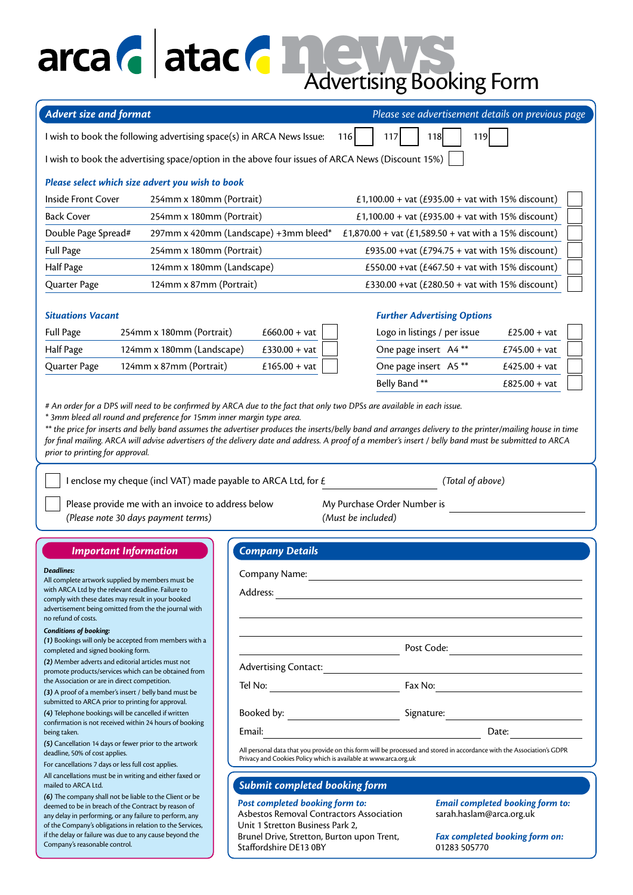# arca atac news Advertising Booking Form

## Advert size and format

*Please see advertisement details on previous page*

I wish to book the following advertising space(s) in ARCA News Issue: 116 ☐ 117 ☐ 118 ☐ 119 ☐

I wish to book the advertising space/option in the above four issues of ARCA News (Discount 15%) ☐

### Please select which size advert you wish to book

| | | | |
|---|---|---|---|
| Inside Front Cover | 254mm x 180mm (Portrait) | £1,100.00 + vat (£935.00 + vat with 15% discount) | ☐ |
| Back Cover | 254mm x 180mm (Portrait) | £1,100.00 + vat (£935.00 + vat with 15% discount) | ☐ |
| Double Page Spread# | 297mm x 420mm (Landscape) +3mm bleed* | £1,870.00 + vat (£1,589.50 + vat with a 15% discount) | ☐ |
| Full Page | 254mm x 180mm (Portrait) | £935.00 +vat (£794.75 + vat with 15% discount) | ☐ |
| Half Page | 124mm x 180mm (Landscape) | £550.00 +vat (£467.50 + vat with 15% discount) | ☐ |
| Quarter Page | 124mm x 87mm (Portrait) | £330.00 +vat (£280.50 + vat with 15% discount) | ☐ |

### Situations Vacant

| | | | |
|---|---|---|---|
| Full Page | 254mm x 180mm (Portrait) | £660.00 + vat | ☐ |
| Half Page | 124mm x 180mm (Landscape) | £330.00 + vat | ☐ |
| Quarter Page | 124mm x 87mm (Portrait) | £165.00 + vat | ☐ |

### Further Advertising Options

| | | |
|---|---|---|
| Logo in listings / per issue | £25.00 + vat | ☐ |
| One page insert A4 ** | £745.00 + vat | ☐ |
| One page insert A5 ** | £425.00 + vat | ☐ |
| Belly Band ** | £825.00 + vat | ☐ |

*# An order for a DPS will need to be confirmed by ARCA due to the fact that only two DPSs are available in each issue.*

*\* 3mm bleed all round and preference for 15mm inner margin type area.*

*\*\* the price for inserts and belly band assumes the advertiser produces the inserts/belly band and arranges delivery to the printer/mailing house in time for final mailing. ARCA will advise advertisers of the delivery date and address. A proof of a member's insert / belly band must be submitted to ARCA prior to printing for approval.*

☐ I enclose my cheque (incl VAT) made payable to ARCA Ltd, for £ ____________ *(Total of above)*

☐ Please provide me with an invoice to address below *(Please note 30 days payment terms)*

My Purchase Order Number is ____________ *(Must be included)*

## Important Information

***Deadlines:***

All complete artwork supplied by members must be with ARCA Ltd by the relevant deadline. Failure to comply with these dates may result in your booked advertisement being omitted from the the journal with no refund of costs.

***Conditions of booking:***

***(1)*** Bookings will only be accepted from members with a completed and signed booking form.

***(2)*** Member adverts and editorial articles must not promote products/services which can be obtained from the Association or are in direct competition.

***(3)*** A proof of a member's insert / belly band must be submitted to ARCA prior to printing for approval.

***(4)*** Telephone bookings will be cancelled if written confirmation is not received within 24 hours of booking being taken.

***(5)*** Cancellation 14 days or fewer prior to the artwork deadline, 50% of cost applies.

For cancellations 7 days or less full cost applies.

All cancellations must be in writing and either faxed or mailed to ARCA Ltd.

***(6)*** The company shall not be liable to the Client or be deemed to be in breach of the Contract by reason of any delay in performing, or any failure to perform, any of the Company's obligations in relation to the Services, if the delay or failure was due to any cause beyond the Company's reasonable control.

## Company Details

Company Name: ____________

Address: ____________

____________

____________

Post Code: ____________

Advertising Contact: ____________

Tel No: ____________ Fax No: ____________

Booked by: ____________ Signature: ____________

Email: ____________ Date: ____________

All personal data that you provide on this form will be processed and stored in accordance with the Association's GDPR Privacy and Cookies Policy which is available at www.arca.org.uk

## Submit completed booking form

***Post completed booking form to:***

Asbestos Removal Contractors Association
Unit 1 Stretton Business Park 2,
Brunel Drive, Stretton, Burton upon Trent,
Staffordshire DE13 0BY

***Email completed booking form to:***

sarah.haslam@arca.org.uk

***Fax completed booking form on:***

01283 505770